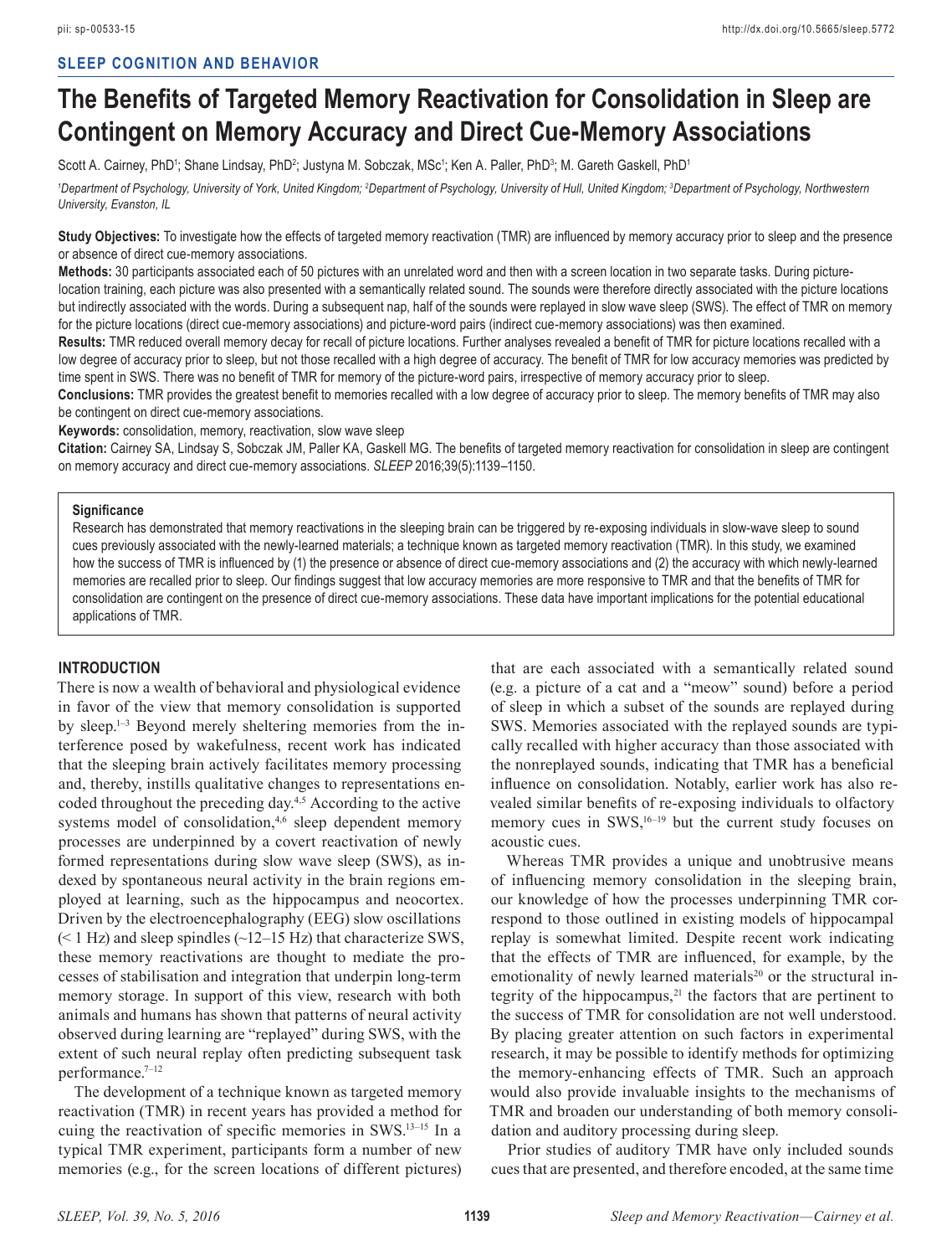SLEEP COGNITION AND BEHAVIOR

# The Benefits of Targeted Memory Reactivation for Consolidation in Sleep are Contingent on Memory Accuracy and Direct Cue-Memory Associations

Scott A. Cairney, PhD[1]; Shane Lindsay, PhD[2]; Justyna M. Sobczak, MSc[1]; Ken A. Paller, PhD[3]; M. Gareth Gaskell, PhD[1]

[1]Department of Psychology, University of York, United Kingdom; [2]Department of Psychology, University of Hull, United Kingdom; [3]Department of Psychology, Northwestern University, Evanston, IL

**Study Objectives:** To investigate how the effects of targeted memory reactivation (TMR) are influenced by memory accuracy prior to sleep and the presence or absence of direct cue-memory associations.

**Methods:** 30 participants associated each of 50 pictures with an unrelated word and then with a screen location in two separate tasks. During picture-location training, each picture was also presented with a semantically related sound. The sounds were therefore directly associated with the picture locations but indirectly associated with the words. During a subsequent nap, half of the sounds were replayed in slow wave sleep (SWS). The effect of TMR on memory for the picture locations (direct cue-memory associations) and picture-word pairs (indirect cue-memory associations) was then examined.

**Results:** TMR reduced overall memory decay for recall of picture locations. Further analyses revealed a benefit of TMR for picture locations recalled with a low degree of accuracy prior to sleep, but not those recalled with a high degree of accuracy. The benefit of TMR for low accuracy memories was predicted by time spent in SWS. There was no benefit of TMR for memory of the picture-word pairs, irrespective of memory accuracy prior to sleep.

**Conclusions:** TMR provides the greatest benefit to memories recalled with a low degree of accuracy prior to sleep. The memory benefits of TMR may also be contingent on direct cue-memory associations.

**Keywords:** consolidation, memory, reactivation, slow wave sleep

**Citation:** Cairney SA, Lindsay S, Sobczak JM, Paller KA, Gaskell MG. The benefits of targeted memory reactivation for consolidation in sleep are contingent on memory accuracy and direct cue-memory associations. *SLEEP* 2016;39(5):1139–1150.

**Significance**

Research has demonstrated that memory reactivations in the sleeping brain can be triggered by re-exposing individuals in slow-wave sleep to sound cues previously associated with the newly-learned materials; a technique known as targeted memory reactivation (TMR). In this study, we examined how the success of TMR is influenced by (1) the presence or absence of direct cue-memory associations and (2) the accuracy with which newly-learned memories are recalled prior to sleep. Our findings suggest that low accuracy memories are more responsive to TMR and that the benefits of TMR for consolidation are contingent on the presence of direct cue-memory associations. These data have important implications for the potential educational applications of TMR.

## INTRODUCTION

There is now a wealth of behavioral and physiological evidence in favor of the view that memory consolidation is supported by sleep.[1–3] Beyond merely sheltering memories from the interference posed by wakefulness, recent work has indicated that the sleeping brain actively facilitates memory processing and, thereby, instills qualitative changes to representations encoded throughout the preceding day.[4,5] According to the active systems model of consolidation,[4,6] sleep dependent memory processes are underpinned by a covert reactivation of newly formed representations during slow wave sleep (SWS), as indexed by spontaneous neural activity in the brain regions employed at learning, such as the hippocampus and neocortex. Driven by the electroencephalography (EEG) slow oscillations (< 1 Hz) and sleep spindles (~12–15 Hz) that characterize SWS, these memory reactivations are thought to mediate the processes of stabilisation and integration that underpin long-term memory storage. In support of this view, research with both animals and humans has shown that patterns of neural activity observed during learning are "replayed" during SWS, with the extent of such neural replay often predicting subsequent task performance.[7–12]

The development of a technique known as targeted memory reactivation (TMR) in recent years has provided a method for cuing the reactivation of specific memories in SWS.[13–15] In a typical TMR experiment, participants form a number of new memories (e.g., for the screen locations of different pictures) that are each associated with a semantically related sound (e.g. a picture of a cat and a "meow" sound) before a period of sleep in which a subset of the sounds are replayed during SWS. Memories associated with the replayed sounds are typically recalled with higher accuracy than those associated with the nonreplayed sounds, indicating that TMR has a beneficial influence on consolidation. Notably, earlier work has also revealed similar benefits of re-exposing individuals to olfactory memory cues in SWS,[16–19] but the current study focuses on acoustic cues.

Whereas TMR provides a unique and unobtrusive means of influencing memory consolidation in the sleeping brain, our knowledge of how the processes underpinning TMR correspond to those outlined in existing models of hippocampal replay is somewhat limited. Despite recent work indicating that the effects of TMR are influenced, for example, by the emotionality of newly learned materials[20] or the structural integrity of the hippocampus,[21] the factors that are pertinent to the success of TMR for consolidation are not well understood. By placing greater attention on such factors in experimental research, it may be possible to identify methods for optimizing the memory-enhancing effects of TMR. Such an approach would also provide invaluable insights to the mechanisms of TMR and broaden our understanding of both memory consolidation and auditory processing during sleep.

Prior studies of auditory TMR have only included sounds cues that are presented, and therefore encoded, at the same time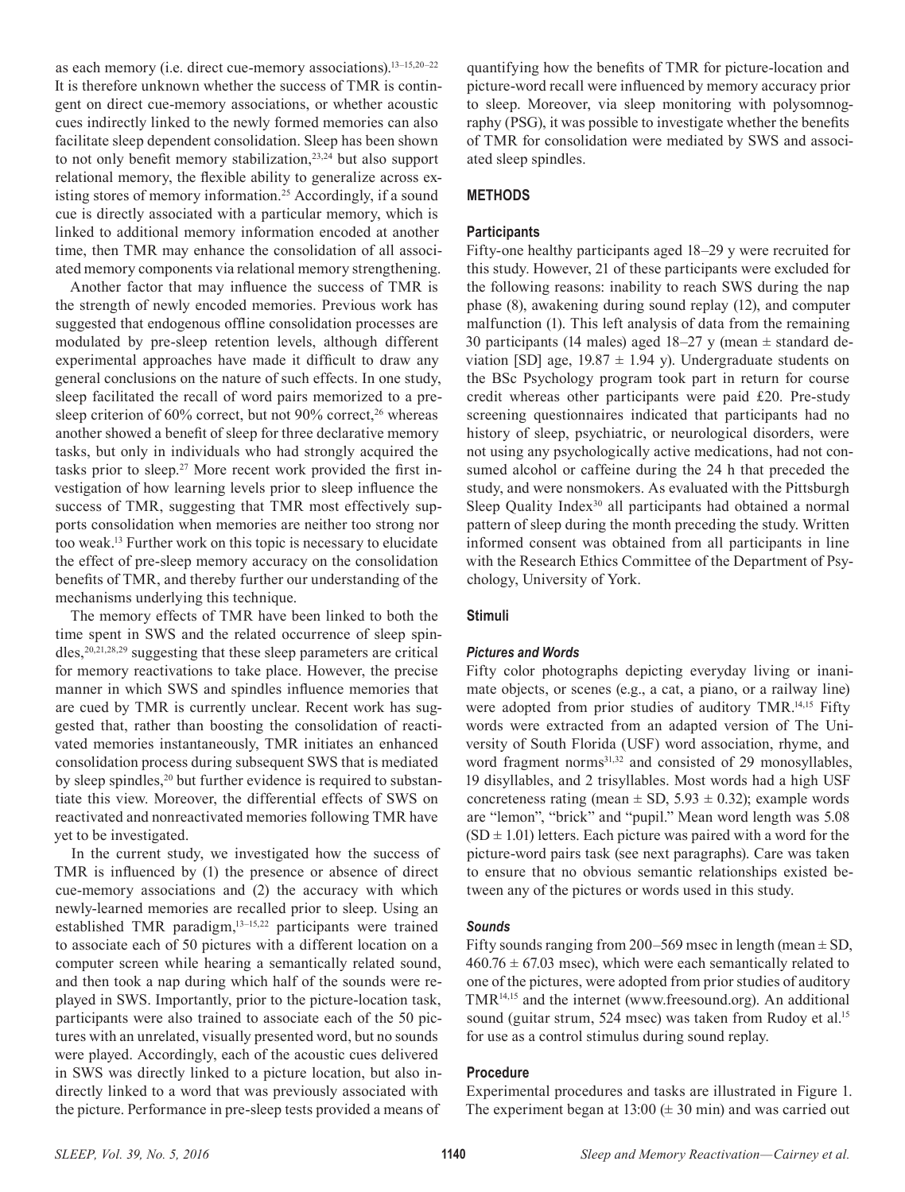as each memory (i.e. direct cue-memory associations).[13–15,20–22] It is therefore unknown whether the success of TMR is contingent on direct cue-memory associations, or whether acoustic cues indirectly linked to the newly formed memories can also facilitate sleep dependent consolidation. Sleep has been shown to not only benefit memory stabilization,[23,24] but also support relational memory, the flexible ability to generalize across existing stores of memory information.[25] Accordingly, if a sound cue is directly associated with a particular memory, which is linked to additional memory information encoded at another time, then TMR may enhance the consolidation of all associated memory components via relational memory strengthening.

Another factor that may influence the success of TMR is the strength of newly encoded memories. Previous work has suggested that endogenous offline consolidation processes are modulated by pre-sleep retention levels, although different experimental approaches have made it difficult to draw any general conclusions on the nature of such effects. In one study, sleep facilitated the recall of word pairs memorized to a pre-sleep criterion of 60% correct, but not 90% correct,[26] whereas another showed a benefit of sleep for three declarative memory tasks, but only in individuals who had strongly acquired the tasks prior to sleep.[27] More recent work provided the first investigation of how learning levels prior to sleep influence the success of TMR, suggesting that TMR most effectively supports consolidation when memories are neither too strong nor too weak.[13] Further work on this topic is necessary to elucidate the effect of pre-sleep memory accuracy on the consolidation benefits of TMR, and thereby further our understanding of the mechanisms underlying this technique.

The memory effects of TMR have been linked to both the time spent in SWS and the related occurrence of sleep spindles,[20,21,28,29] suggesting that these sleep parameters are critical for memory reactivations to take place. However, the precise manner in which SWS and spindles influence memories that are cued by TMR is currently unclear. Recent work has suggested that, rather than boosting the consolidation of reactivated memories instantaneously, TMR initiates an enhanced consolidation process during subsequent SWS that is mediated by sleep spindles,[20] but further evidence is required to substantiate this view. Moreover, the differential effects of SWS on reactivated and nonreactivated memories following TMR have yet to be investigated.

In the current study, we investigated how the success of TMR is influenced by (1) the presence or absence of direct cue-memory associations and (2) the accuracy with which newly-learned memories are recalled prior to sleep. Using an established TMR paradigm,[13–15,22] participants were trained to associate each of 50 pictures with a different location on a computer screen while hearing a semantically related sound, and then took a nap during which half of the sounds were replayed in SWS. Importantly, prior to the picture-location task, participants were also trained to associate each of the 50 pictures with an unrelated, visually presented word, but no sounds were played. Accordingly, each of the acoustic cues delivered in SWS was directly linked to a picture location, but also indirectly linked to a word that was previously associated with the picture. Performance in pre-sleep tests provided a means of quantifying how the benefits of TMR for picture-location and picture-word recall were influenced by memory accuracy prior to sleep. Moreover, via sleep monitoring with polysomnography (PSG), it was possible to investigate whether the benefits of TMR for consolidation were mediated by SWS and associated sleep spindles.

## METHODS

### Participants

Fifty-one healthy participants aged 18–29 y were recruited for this study. However, 21 of these participants were excluded for the following reasons: inability to reach SWS during the nap phase (8), awakening during sound replay (12), and computer malfunction (1). This left analysis of data from the remaining 30 participants (14 males) aged 18–27 y (mean ± standard deviation [SD] age, 19.87 ± 1.94 y). Undergraduate students on the BSc Psychology program took part in return for course credit whereas other participants were paid £20. Pre-study screening questionnaires indicated that participants had no history of sleep, psychiatric, or neurological disorders, were not using any psychologically active medications, had not consumed alcohol or caffeine during the 24 h that preceded the study, and were nonsmokers. As evaluated with the Pittsburgh Sleep Quality Index[30] all participants had obtained a normal pattern of sleep during the month preceding the study. Written informed consent was obtained from all participants in line with the Research Ethics Committee of the Department of Psychology, University of York.

### Stimuli

#### *Pictures and Words*

Fifty color photographs depicting everyday living or inanimate objects, or scenes (e.g., a cat, a piano, or a railway line) were adopted from prior studies of auditory TMR.[14,15] Fifty words were extracted from an adapted version of The University of South Florida (USF) word association, rhyme, and word fragment norms[31,32] and consisted of 29 monosyllables, 19 disyllables, and 2 trisyllables. Most words had a high USF concreteness rating (mean ± SD, 5.93 ± 0.32); example words are "lemon", "brick" and "pupil." Mean word length was 5.08 (SD ± 1.01) letters. Each picture was paired with a word for the picture-word pairs task (see next paragraphs). Care was taken to ensure that no obvious semantic relationships existed between any of the pictures or words used in this study.

#### *Sounds*

Fifty sounds ranging from 200–569 msec in length (mean ± SD, 460.76 ± 67.03 msec), which were each semantically related to one of the pictures, were adopted from prior studies of auditory TMR[14,15] and the internet (www.freesound.org). An additional sound (guitar strum, 524 msec) was taken from Rudoy et al.[15] for use as a control stimulus during sound replay.

### Procedure

Experimental procedures and tasks are illustrated in Figure 1. The experiment began at 13:00 (± 30 min) and was carried out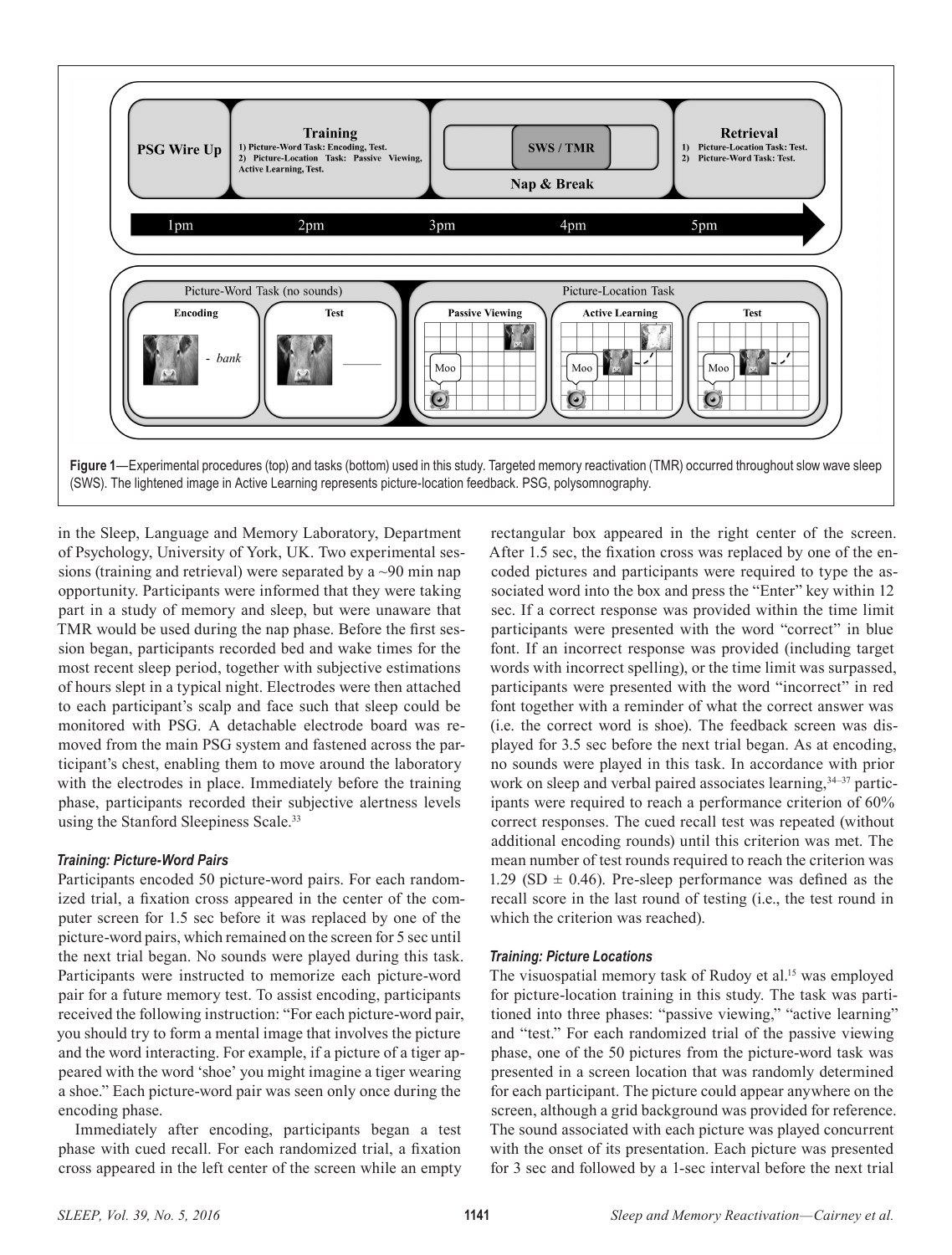**Figure 1**—Experimental procedures (top) and tasks (bottom) used in this study. Targeted memory reactivation (TMR) occurred throughout slow wave sleep (SWS). The lightened image in Active Learning represents picture-location feedback. PSG, polysomnography.

in the Sleep, Language and Memory Laboratory, Department of Psychology, University of York, UK. Two experimental sessions (training and retrieval) were separated by a ~90 min nap opportunity. Participants were informed that they were taking part in a study of memory and sleep, but were unaware that TMR would be used during the nap phase. Before the first session began, participants recorded bed and wake times for the most recent sleep period, together with subjective estimations of hours slept in a typical night. Electrodes were then attached to each participant's scalp and face such that sleep could be monitored with PSG. A detachable electrode board was removed from the main PSG system and fastened across the participant's chest, enabling them to move around the laboratory with the electrodes in place. Immediately before the training phase, participants recorded their subjective alertness levels using the Stanford Sleepiness Scale.[33]

### *Training: Picture-Word Pairs*

Participants encoded 50 picture-word pairs. For each randomized trial, a fixation cross appeared in the center of the computer screen for 1.5 sec before it was replaced by one of the picture-word pairs, which remained on the screen for 5 sec until the next trial began. No sounds were played during this task. Participants were instructed to memorize each picture-word pair for a future memory test. To assist encoding, participants received the following instruction: "For each picture-word pair, you should try to form a mental image that involves the picture and the word interacting. For example, if a picture of a tiger appeared with the word 'shoe' you might imagine a tiger wearing a shoe." Each picture-word pair was seen only once during the encoding phase.

Immediately after encoding, participants began a test phase with cued recall. For each randomized trial, a fixation cross appeared in the left center of the screen while an empty rectangular box appeared in the right center of the screen. After 1.5 sec, the fixation cross was replaced by one of the encoded pictures and participants were required to type the associated word into the box and press the "Enter" key within 12 sec. If a correct response was provided within the time limit participants were presented with the word "correct" in blue font. If an incorrect response was provided (including target words with incorrect spelling), or the time limit was surpassed, participants were presented with the word "incorrect" in red font together with a reminder of what the correct answer was (i.e. the correct word is shoe). The feedback screen was displayed for 3.5 sec before the next trial began. As at encoding, no sounds were played in this task. In accordance with prior work on sleep and verbal paired associates learning,[34–37] participants were required to reach a performance criterion of 60% correct responses. The cued recall test was repeated (without additional encoding rounds) until this criterion was met. The mean number of test rounds required to reach the criterion was 1.29 (SD ± 0.46). Pre-sleep performance was defined as the recall score in the last round of testing (i.e., the test round in which the criterion was reached).

### *Training: Picture Locations*

The visuospatial memory task of Rudoy et al.[15] was employed for picture-location training in this study. The task was partitioned into three phases: "passive viewing," "active learning" and "test." For each randomized trial of the passive viewing phase, one of the 50 pictures from the picture-word task was presented in a screen location that was randomly determined for each participant. The picture could appear anywhere on the screen, although a grid background was provided for reference. The sound associated with each picture was played concurrent with the onset of its presentation. Each picture was presented for 3 sec and followed by a 1-sec interval before the next trial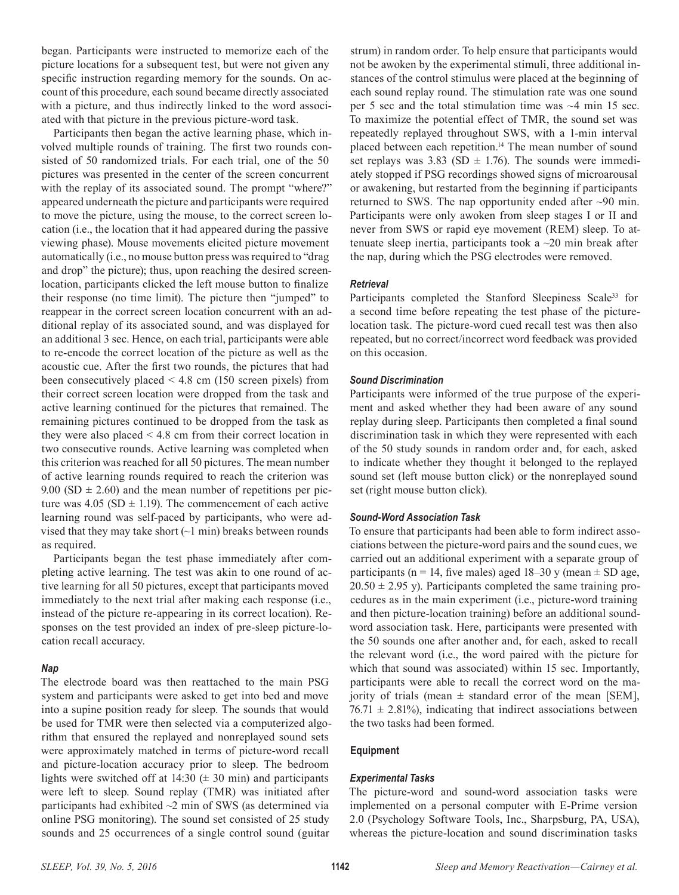began. Participants were instructed to memorize each of the picture locations for a subsequent test, but were not given any specific instruction regarding memory for the sounds. On account of this procedure, each sound became directly associated with a picture, and thus indirectly linked to the word associated with that picture in the previous picture-word task.

Participants then began the active learning phase, which involved multiple rounds of training. The first two rounds consisted of 50 randomized trials. For each trial, one of the 50 pictures was presented in the center of the screen concurrent with the replay of its associated sound. The prompt "where?" appeared underneath the picture and participants were required to move the picture, using the mouse, to the correct screen location (i.e., the location that it had appeared during the passive viewing phase). Mouse movements elicited picture movement automatically (i.e., no mouse button press was required to "drag and drop" the picture); thus, upon reaching the desired screen-location, participants clicked the left mouse button to finalize their response (no time limit). The picture then "jumped" to reappear in the correct screen location concurrent with an additional replay of its associated sound, and was displayed for an additional 3 sec. Hence, on each trial, participants were able to re-encode the correct location of the picture as well as the acoustic cue. After the first two rounds, the pictures that had been consecutively placed < 4.8 cm (150 screen pixels) from their correct screen location were dropped from the task and active learning continued for the pictures that remained. The remaining pictures continued to be dropped from the task as they were also placed < 4.8 cm from their correct location in two consecutive rounds. Active learning was completed when this criterion was reached for all 50 pictures. The mean number of active learning rounds required to reach the criterion was 9.00 (SD ± 2.60) and the mean number of repetitions per picture was 4.05 (SD ± 1.19). The commencement of each active learning round was self-paced by participants, who were advised that they may take short (~1 min) breaks between rounds as required.

Participants began the test phase immediately after completing active learning. The test was akin to one round of active learning for all 50 pictures, except that participants moved immediately to the next trial after making each response (i.e., instead of the picture re-appearing in its correct location). Responses on the test provided an index of pre-sleep picture-location recall accuracy.

#### *Nap*

The electrode board was then reattached to the main PSG system and participants were asked to get into bed and move into a supine position ready for sleep. The sounds that would be used for TMR were then selected via a computerized algorithm that ensured the replayed and nonreplayed sound sets were approximately matched in terms of picture-word recall and picture-location accuracy prior to sleep. The bedroom lights were switched off at 14:30 (± 30 min) and participants were left to sleep. Sound replay (TMR) was initiated after participants had exhibited ~2 min of SWS (as determined via online PSG monitoring). The sound set consisted of 25 study sounds and 25 occurrences of a single control sound (guitar strum) in random order. To help ensure that participants would not be awoken by the experimental stimuli, three additional instances of the control stimulus were placed at the beginning of each sound replay round. The stimulation rate was one sound per 5 sec and the total stimulation time was ~4 min 15 sec. To maximize the potential effect of TMR, the sound set was repeatedly replayed throughout SWS, with a 1-min interval placed between each repetition.[14] The mean number of sound set replays was 3.83 (SD ± 1.76). The sounds were immediately stopped if PSG recordings showed signs of microarousal or awakening, but restarted from the beginning if participants returned to SWS. The nap opportunity ended after ~90 min. Participants were only awoken from sleep stages I or II and never from SWS or rapid eye movement (REM) sleep. To attenuate sleep inertia, participants took a ~20 min break after the nap, during which the PSG electrodes were removed.

#### *Retrieval*

Participants completed the Stanford Sleepiness Scale[33] for a second time before repeating the test phase of the picture-location task. The picture-word cued recall test was then also repeated, but no correct/incorrect word feedback was provided on this occasion.

#### *Sound Discrimination*

Participants were informed of the true purpose of the experiment and asked whether they had been aware of any sound replay during sleep. Participants then completed a final sound discrimination task in which they were represented with each of the 50 study sounds in random order and, for each, asked to indicate whether they thought it belonged to the replayed sound set (left mouse button click) or the nonreplayed sound set (right mouse button click).

#### *Sound-Word Association Task*

To ensure that participants had been able to form indirect associations between the picture-word pairs and the sound cues, we carried out an additional experiment with a separate group of participants (n = 14, five males) aged 18–30 y (mean ± SD age, 20.50 ± 2.95 y). Participants completed the same training procedures as in the main experiment (i.e., picture-word training and then picture-location training) before an additional sound-word association task. Here, participants were presented with the 50 sounds one after another and, for each, asked to recall the relevant word (i.e., the word paired with the picture for which that sound was associated) within 15 sec. Importantly, participants were able to recall the correct word on the majority of trials (mean ± standard error of the mean [SEM], 76.71 ± 2.81%), indicating that indirect associations between the two tasks had been formed.

### Equipment

#### *Experimental Tasks*

The picture-word and sound-word association tasks were implemented on a personal computer with E-Prime version 2.0 (Psychology Software Tools, Inc., Sharpsburg, PA, USA), whereas the picture-location and sound discrimination tasks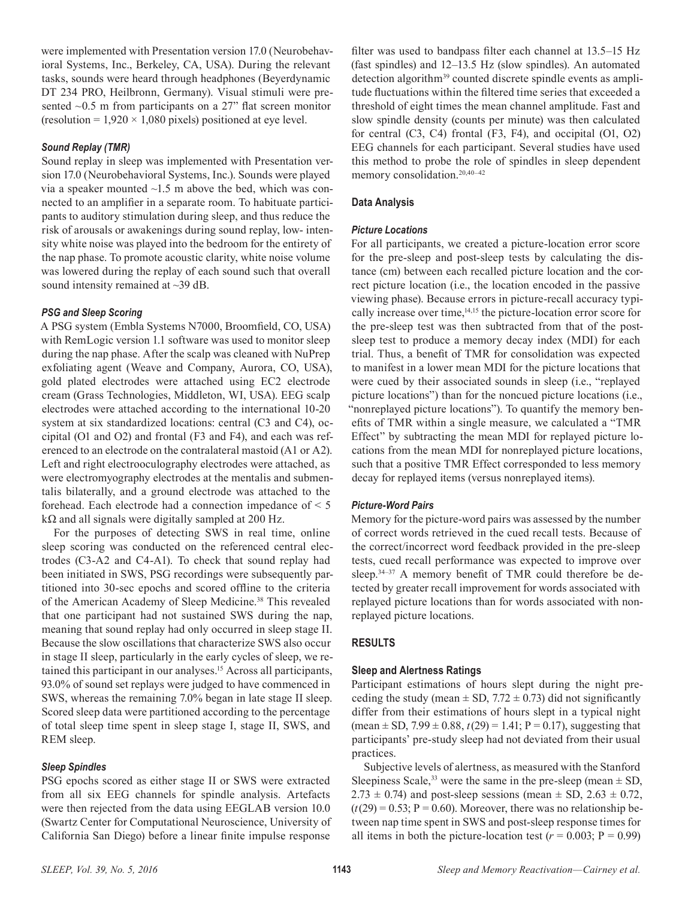were implemented with Presentation version 17.0 (Neurobehavioral Systems, Inc., Berkeley, CA, USA). During the relevant tasks, sounds were heard through headphones (Beyerdynamic DT 234 PRO, Heilbronn, Germany). Visual stimuli were presented ~0.5 m from participants on a 27" flat screen monitor (resolution = 1,920 × 1,080 pixels) positioned at eye level.

### *Sound Replay (TMR)*

Sound replay in sleep was implemented with Presentation version 17.0 (Neurobehavioral Systems, Inc.). Sounds were played via a speaker mounted ~1.5 m above the bed, which was connected to an amplifier in a separate room. To habituate participants to auditory stimulation during sleep, and thus reduce the risk of arousals or awakenings during sound replay, low- intensity white noise was played into the bedroom for the entirety of the nap phase. To promote acoustic clarity, white noise volume was lowered during the replay of each sound such that overall sound intensity remained at ~39 dB.

### *PSG and Sleep Scoring*

A PSG system (Embla Systems N7000, Broomfield, CO, USA) with RemLogic version 1.1 software was used to monitor sleep during the nap phase. After the scalp was cleaned with NuPrep exfoliating agent (Weave and Company, Aurora, CO, USA), gold plated electrodes were attached using EC2 electrode cream (Grass Technologies, Middleton, WI, USA). EEG scalp electrodes were attached according to the international 10-20 system at six standardized locations: central (C3 and C4), occipital (O1 and O2) and frontal (F3 and F4), and each was referenced to an electrode on the contralateral mastoid (A1 or A2). Left and right electrooculography electrodes were attached, as were electromyography electrodes at the mentalis and submentalis bilaterally, and a ground electrode was attached to the forehead. Each electrode had a connection impedance of < 5 kΩ and all signals were digitally sampled at 200 Hz.

For the purposes of detecting SWS in real time, online sleep scoring was conducted on the referenced central electrodes (C3-A2 and C4-A1). To check that sound replay had been initiated in SWS, PSG recordings were subsequently partitioned into 30-sec epochs and scored offline to the criteria of the American Academy of Sleep Medicine.[38] This revealed that one participant had not sustained SWS during the nap, meaning that sound replay had only occurred in sleep stage II. Because the slow oscillations that characterize SWS also occur in stage II sleep, particularly in the early cycles of sleep, we retained this participant in our analyses.[15] Across all participants, 93.0% of sound set replays were judged to have commenced in SWS, whereas the remaining 7.0% began in late stage II sleep. Scored sleep data were partitioned according to the percentage of total sleep time spent in sleep stage I, stage II, SWS, and REM sleep.

### *Sleep Spindles*

PSG epochs scored as either stage II or SWS were extracted from all six EEG channels for spindle analysis. Artefacts were then rejected from the data using EEGLAB version 10.0 (Swartz Center for Computational Neuroscience, University of California San Diego) before a linear finite impulse response filter was used to bandpass filter each channel at 13.5–15 Hz (fast spindles) and 12–13.5 Hz (slow spindles). An automated detection algorithm[39] counted discrete spindle events as amplitude fluctuations within the filtered time series that exceeded a threshold of eight times the mean channel amplitude. Fast and slow spindle density (counts per minute) was then calculated for central (C3, C4) frontal (F3, F4), and occipital (O1, O2) EEG channels for each participant. Several studies have used this method to probe the role of spindles in sleep dependent memory consolidation.[20,40–42]

## Data Analysis

### *Picture Locations*

For all participants, we created a picture-location error score for the pre-sleep and post-sleep tests by calculating the distance (cm) between each recalled picture location and the correct picture location (i.e., the location encoded in the passive viewing phase). Because errors in picture-recall accuracy typically increase over time,[14,15] the picture-location error score for the pre-sleep test was then subtracted from that of the post-sleep test to produce a memory decay index (MDI) for each trial. Thus, a benefit of TMR for consolidation was expected to manifest in a lower mean MDI for the picture locations that were cued by their associated sounds in sleep (i.e., "replayed picture locations") than for the noncued picture locations (i.e., "nonreplayed picture locations"). To quantify the memory benefits of TMR within a single measure, we calculated a "TMR Effect" by subtracting the mean MDI for replayed picture locations from the mean MDI for nonreplayed picture locations, such that a positive TMR Effect corresponded to less memory decay for replayed items (versus nonreplayed items).

### *Picture-Word Pairs*

Memory for the picture-word pairs was assessed by the number of correct words retrieved in the cued recall tests. Because of the correct/incorrect word feedback provided in the pre-sleep tests, cued recall performance was expected to improve over sleep.[34–37] A memory benefit of TMR could therefore be detected by greater recall improvement for words associated with replayed picture locations than for words associated with nonreplayed picture locations.

## RESULTS

### Sleep and Alertness Ratings

Participant estimations of hours slept during the night preceding the study (mean ± SD, 7.72 ± 0.73) did not significantly differ from their estimations of hours slept in a typical night (mean ± SD, 7.99 ± 0.88, $t(29) = 1.41$; $P = 0.17$), suggesting that participants' pre-study sleep had not deviated from their usual practices.

Subjective levels of alertness, as measured with the Stanford Sleepiness Scale,[33] were the same in the pre-sleep (mean ± SD, 2.73 ± 0.74) and post-sleep sessions (mean ± SD, 2.63 ± 0.72, ($t(29) = 0.53$; $P = 0.60$). Moreover, there was no relationship between nap time spent in SWS and post-sleep response times for all items in both the picture-location test ($r = 0.003$; $P = 0.99$)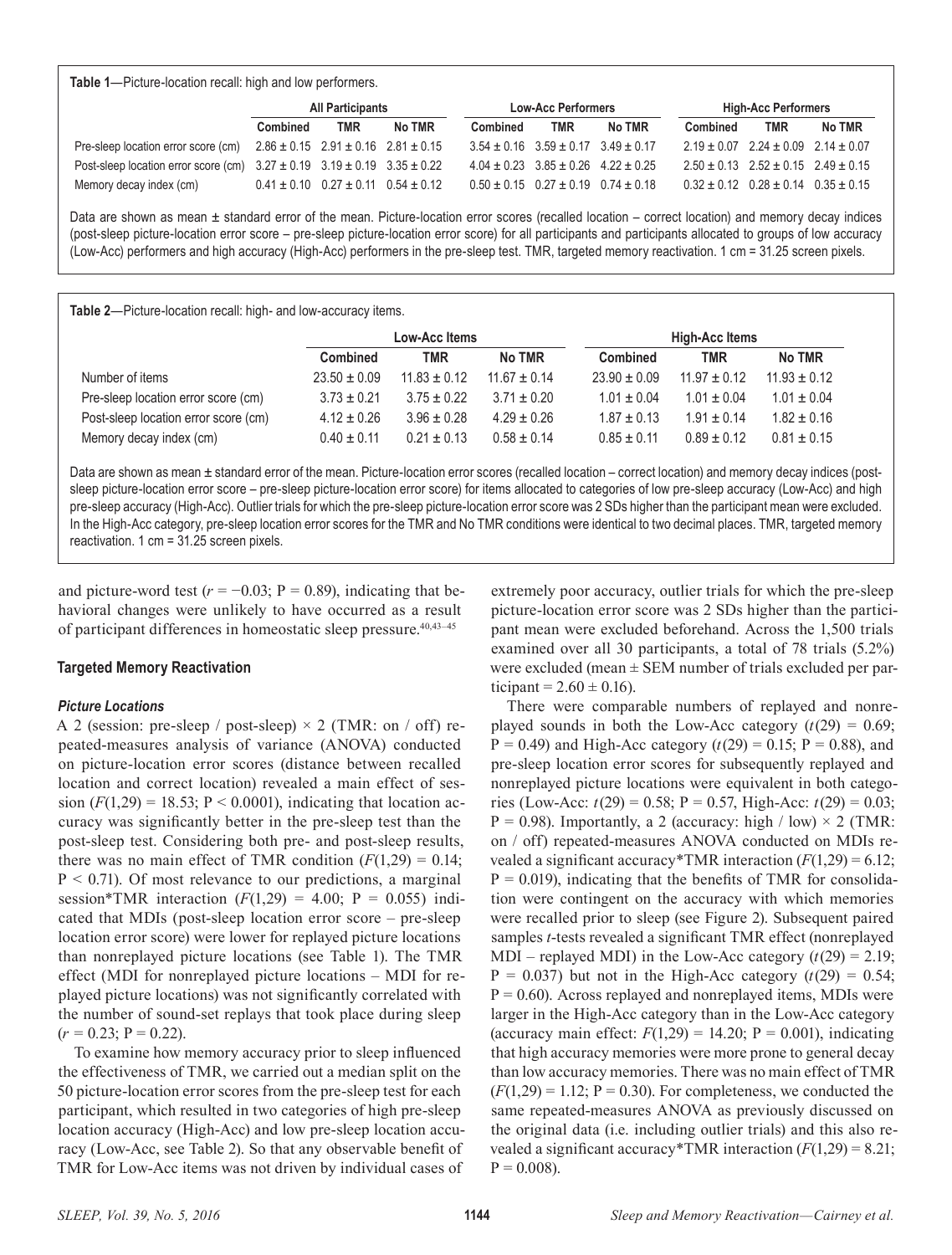**Table 1**—Picture-location recall: high and low performers.

| | All Participants | | | Low-Acc Performers | | | High-Acc Performers | | |
|---|---|---|---|---|---|---|---|---|---|
| | Combined | TMR | No TMR | Combined | TMR | No TMR | Combined | TMR | No TMR |
| Pre-sleep location error score (cm) | 2.86 ± 0.15 | 2.91 ± 0.16 | 2.81 ± 0.15 | 3.54 ± 0.16 | 3.59 ± 0.17 | 3.49 ± 0.17 | 2.19 ± 0.07 | 2.24 ± 0.09 | 2.14 ± 0.07 |
| Post-sleep location error score (cm) | 3.27 ± 0.19 | 3.19 ± 0.19 | 3.35 ± 0.22 | 4.04 ± 0.23 | 3.85 ± 0.26 | 4.22 ± 0.25 | 2.50 ± 0.13 | 2.52 ± 0.15 | 2.49 ± 0.15 |
| Memory decay index (cm) | 0.41 ± 0.10 | 0.27 ± 0.11 | 0.54 ± 0.12 | 0.50 ± 0.15 | 0.27 ± 0.19 | 0.74 ± 0.18 | 0.32 ± 0.12 | 0.28 ± 0.14 | 0.35 ± 0.15 |

Data are shown as mean ± standard error of the mean. Picture-location error scores (recalled location – correct location) and memory decay indices (post-sleep picture-location error score – pre-sleep picture-location error score) for all participants and participants allocated to groups of low accuracy (Low-Acc) performers and high accuracy (High-Acc) performers in the pre-sleep test. TMR, targeted memory reactivation. 1 cm = 31.25 screen pixels.

**Table 2**—Picture-location recall: high- and low-accuracy items.

| | Low-Acc Items | | | High-Acc Items | | |
|---|---|---|---|---|---|---|
| | Combined | TMR | No TMR | Combined | TMR | No TMR |
| Number of items | 23.50 ± 0.09 | 11.83 ± 0.12 | 11.67 ± 0.14 | 23.90 ± 0.09 | 11.97 ± 0.12 | 11.93 ± 0.12 |
| Pre-sleep location error score (cm) | 3.73 ± 0.21 | 3.75 ± 0.22 | 3.71 ± 0.20 | 1.01 ± 0.04 | 1.01 ± 0.04 | 1.01 ± 0.04 |
| Post-sleep location error score (cm) | 4.12 ± 0.26 | 3.96 ± 0.28 | 4.29 ± 0.26 | 1.87 ± 0.13 | 1.91 ± 0.14 | 1.82 ± 0.16 |
| Memory decay index (cm) | 0.40 ± 0.11 | 0.21 ± 0.13 | 0.58 ± 0.14 | 0.85 ± 0.11 | 0.89 ± 0.12 | 0.81 ± 0.15 |

Data are shown as mean ± standard error of the mean. Picture-location error scores (recalled location – correct location) and memory decay indices (post-sleep picture-location error score – pre-sleep picture-location error score) for items allocated to categories of low pre-sleep accuracy (Low-Acc) and high pre-sleep accuracy (High-Acc). Outlier trials for which the pre-sleep picture-location error score was 2 SDs higher than the participant mean were excluded. In the High-Acc category, pre-sleep location error scores for the TMR and No TMR conditions were identical to two decimal places. TMR, targeted memory reactivation. 1 cm = 31.25 screen pixels.

and picture-word test ($r = -0.03$; P = 0.89), indicating that behavioral changes were unlikely to have occurred as a result of participant differences in homeostatic sleep pressure.[40,43–45]

### Targeted Memory Reactivation

#### *Picture Locations*

A 2 (session: pre-sleep / post-sleep) × 2 (TMR: on / off) repeated-measures analysis of variance (ANOVA) conducted on picture-location error scores (distance between recalled location and correct location) revealed a main effect of session ($F(1,29) = 18.53$; P < 0.0001), indicating that location accuracy was significantly better in the pre-sleep test than the post-sleep test. Considering both pre- and post-sleep results, there was no main effect of TMR condition ($F(1,29) = 0.14$; P < 0.71). Of most relevance to our predictions, a marginal session*TMR interaction ($F(1,29) = 4.00$; P = 0.055) indicated that MDIs (post-sleep location error score – pre-sleep location error score) were lower for replayed picture locations than nonreplayed picture locations (see Table 1). The TMR effect (MDI for nonreplayed picture locations – MDI for replayed picture locations) was not significantly correlated with the number of sound-set replays that took place during sleep ($r = 0.23$; P = 0.22).

To examine how memory accuracy prior to sleep influenced the effectiveness of TMR, we carried out a median split on the 50 picture-location error scores from the pre-sleep test for each participant, which resulted in two categories of high pre-sleep location accuracy (High-Acc) and low pre-sleep location accuracy (Low-Acc, see Table 2). So that any observable benefit of TMR for Low-Acc items was not driven by individual cases of extremely poor accuracy, outlier trials for which the pre-sleep picture-location error score was 2 SDs higher than the participant mean were excluded beforehand. Across the 1,500 trials examined over all 30 participants, a total of 78 trials (5.2%) were excluded (mean ± SEM number of trials excluded per participant = 2.60 ± 0.16).

There were comparable numbers of replayed and nonreplayed sounds in both the Low-Acc category ($t(29) = 0.69$; P = 0.49) and High-Acc category ($t(29) = 0.15$; P = 0.88), and pre-sleep location error scores for subsequently replayed and nonreplayed picture locations were equivalent in both categories (Low-Acc: $t(29) = 0.58$; P = 0.57, High-Acc: $t(29) = 0.03$; P = 0.98). Importantly, a 2 (accuracy: high / low) × 2 (TMR: on / off) repeated-measures ANOVA conducted on MDIs revealed a significant accuracy*TMR interaction ($F(1,29) = 6.12$; P = 0.019), indicating that the benefits of TMR for consolidation were contingent on the accuracy with which memories were recalled prior to sleep (see Figure 2). Subsequent paired samples $t$-tests revealed a significant TMR effect (nonreplayed MDI – replayed MDI) in the Low-Acc category ($t(29) = 2.19$; P = 0.037) but not in the High-Acc category ($t(29) = 0.54$; P = 0.60). Across replayed and nonreplayed items, MDIs were larger in the High-Acc category than in the Low-Acc category (accuracy main effect: $F(1,29) = 14.20$; P = 0.001), indicating that high accuracy memories were more prone to general decay than low accuracy memories. There was no main effect of TMR ($F(1,29) = 1.12$; P = 0.30). For completeness, we conducted the same repeated-measures ANOVA as previously discussed on the original data (i.e. including outlier trials) and this also revealed a significant accuracy*TMR interaction ($F(1,29) = 8.21$; P = 0.008).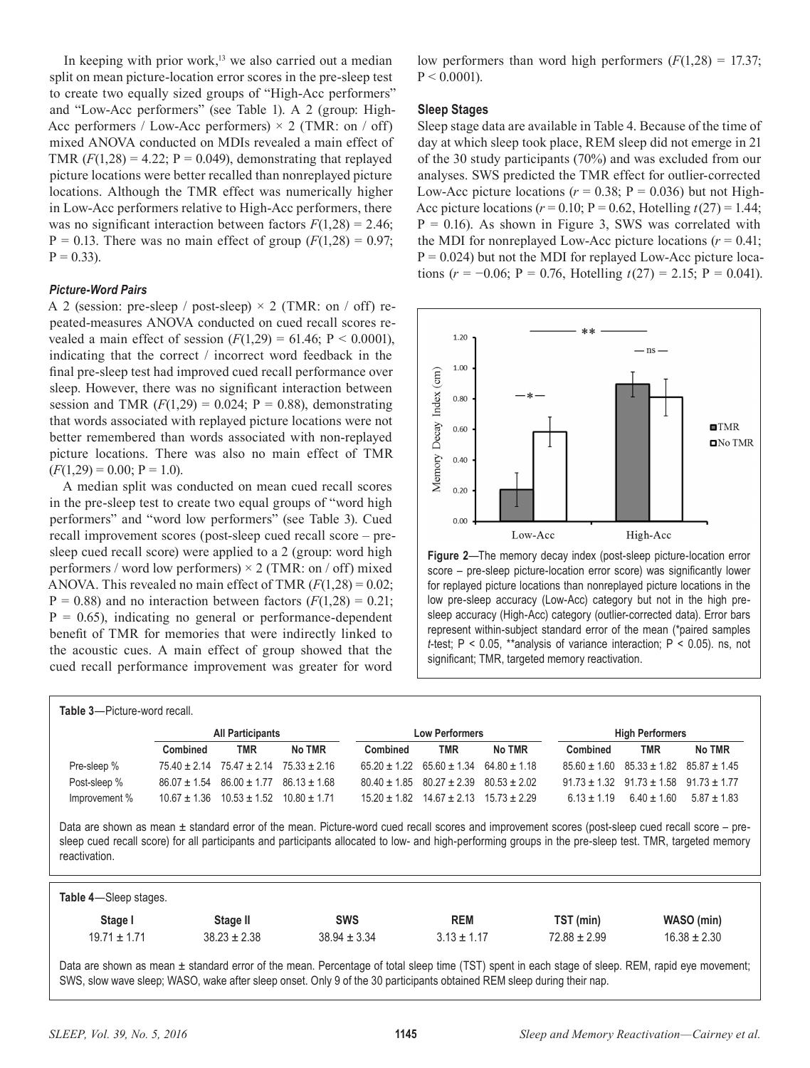In keeping with prior work,[13] we also carried out a median split on mean picture-location error scores in the pre-sleep test to create two equally sized groups of "High-Acc performers" and "Low-Acc performers" (see Table 1). A 2 (group: High-Acc performers / Low-Acc performers) × 2 (TMR: on / off) mixed ANOVA conducted on MDIs revealed a main effect of TMR ($F(1,28) = 4.22$; $P = 0.049$), demonstrating that replayed picture locations were better recalled than nonreplayed picture locations. Although the TMR effect was numerically higher in Low-Acc performers relative to High-Acc performers, there was no significant interaction between factors $F(1,28) = 2.46$; $P = 0.13$. There was no main effect of group ($F(1,28) = 0.97$; $P = 0.33$).

### *Picture-Word Pairs*

A 2 (session: pre-sleep / post-sleep) × 2 (TMR: on / off) repeated-measures ANOVA conducted on cued recall scores revealed a main effect of session ($F(1,29) = 61.46$; $P < 0.0001$), indicating that the correct / incorrect word feedback in the final pre-sleep test had improved cued recall performance over sleep. However, there was no significant interaction between session and TMR ($F(1,29) = 0.024$; $P = 0.88$), demonstrating that words associated with replayed picture locations were not better remembered than words associated with non-replayed picture locations. There was also no main effect of TMR ($F(1,29) = 0.00$; $P = 1.0$).

A median split was conducted on mean cued recall scores in the pre-sleep test to create two equal groups of "word high performers" and "word low performers" (see Table 3). Cued recall improvement scores (post-sleep cued recall score – pre-sleep cued recall score) were applied to a 2 (group: word high performers / word low performers) × 2 (TMR: on / off) mixed ANOVA. This revealed no main effect of TMR ($F(1,28) = 0.02$; $P = 0.88$) and no interaction between factors ($F(1,28) = 0.21$; $P = 0.65$), indicating no general or performance-dependent benefit of TMR for memories that were indirectly linked to the acoustic cues. A main effect of group showed that the cued recall performance improvement was greater for word low performers than word high performers ($F(1,28) = 17.37$; $P < 0.0001$).

### **Sleep Stages**

Sleep stage data are available in Table 4. Because of the time of day at which sleep took place, REM sleep did not emerge in 21 of the 30 study participants (70%) and was excluded from our analyses. SWS predicted the TMR effect for outlier-corrected Low-Acc picture locations ($r = 0.38$; $P = 0.036$) but not High-Acc picture locations ($r = 0.10$; $P = 0.62$, Hotelling $t(27) = 1.44$; $P = 0.16$). As shown in Figure 3, SWS was correlated with the MDI for nonreplayed Low-Acc picture locations ($r = 0.41$; $P = 0.024$) but not the MDI for replayed Low-Acc picture locations ($r = -0.06$; $P = 0.76$, Hotelling $t(27) = 2.15$; $P = 0.041$).

**Figure 2**—The memory decay index (post-sleep picture-location error score – pre-sleep picture-location error score) was significantly lower for replayed picture locations than nonreplayed picture locations in the low pre-sleep accuracy (Low-Acc) category but not in the high pre-sleep accuracy (High-Acc) category (outlier-corrected data). Error bars represent within-subject standard error of the mean (*paired samples *t*-test; P < 0.05, **analysis of variance interaction; P < 0.05). ns, not significant; TMR, targeted memory reactivation.

**Table 3**—Picture-word recall.

| | All Participants | | | Low Performers | | | High Performers | | |
|---|---|---|---|---|---|---|---|---|---|
| | Combined | TMR | No TMR | Combined | TMR | No TMR | Combined | TMR | No TMR |
| Pre-sleep % | 75.40 ± 2.14 | 75.47 ± 2.14 | 75.33 ± 2.16 | 65.20 ± 1.22 | 65.60 ± 1.34 | 64.80 ± 1.18 | 85.60 ± 1.60 | 85.33 ± 1.82 | 85.87 ± 1.45 |
| Post-sleep % | 86.07 ± 1.54 | 86.00 ± 1.77 | 86.13 ± 1.68 | 80.40 ± 1.85 | 80.27 ± 2.39 | 80.53 ± 2.02 | 91.73 ± 1.32 | 91.73 ± 1.58 | 91.73 ± 1.77 |
| Improvement % | 10.67 ± 1.36 | 10.53 ± 1.52 | 10.80 ± 1.71 | 15.20 ± 1.82 | 14.67 ± 2.13 | 15.73 ± 2.29 | 6.13 ± 1.19 | 6.40 ± 1.60 | 5.87 ± 1.83 |

Data are shown as mean ± standard error of the mean. Picture-word cued recall scores and improvement scores (post-sleep cued recall score – pre-sleep cued recall score) for all participants and participants allocated to low- and high-performing groups in the pre-sleep test. TMR, targeted memory reactivation.

**Table 4**—Sleep stages.

| Stage I | Stage II | SWS | REM | TST (min) | WASO (min) |
|---|---|---|---|---|---|
| 19.71 ± 1.71 | 38.23 ± 2.38 | 38.94 ± 3.34 | 3.13 ± 1.17 | 72.88 ± 2.99 | 16.38 ± 2.30 |

Data are shown as mean ± standard error of the mean. Percentage of total sleep time (TST) spent in each stage of sleep. REM, rapid eye movement; SWS, slow wave sleep; WASO, wake after sleep onset. Only 9 of the 30 participants obtained REM sleep during their nap.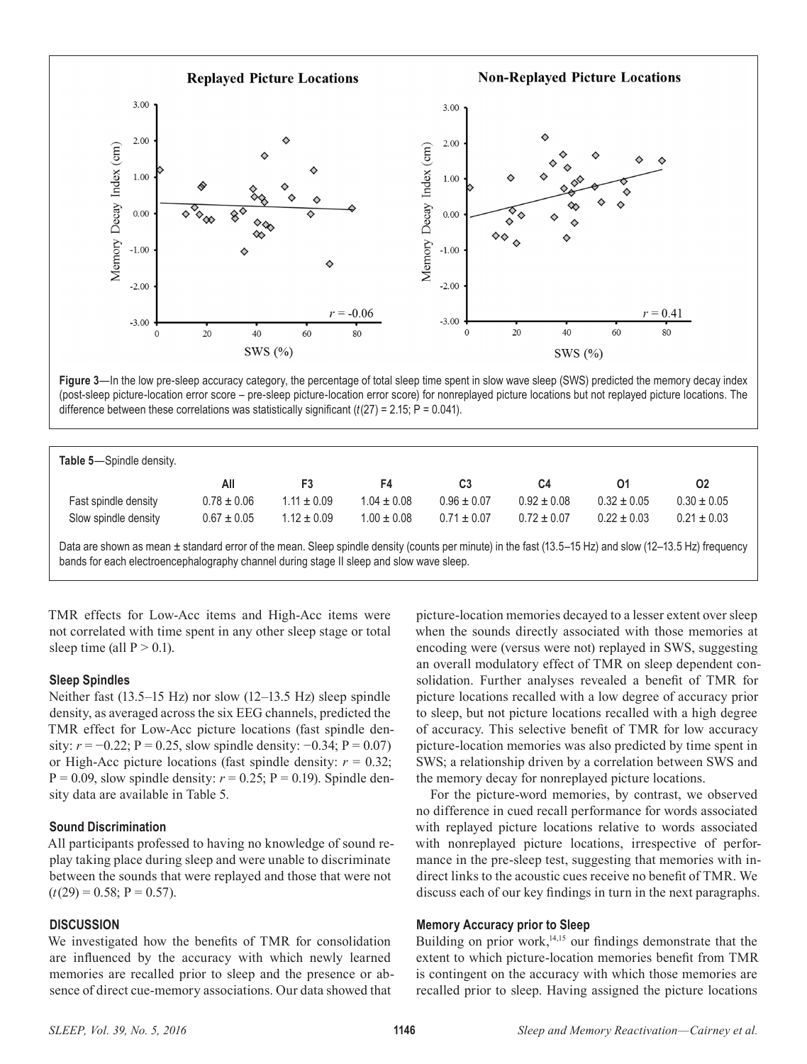**Figure 3**—In the low pre-sleep accuracy category, the percentage of total sleep time spent in slow wave sleep (SWS) predicted the memory decay index (post-sleep picture-location error score – pre-sleep picture-location error score) for nonreplayed picture locations but not replayed picture locations. The difference between these correlations was statistically significant ($t(27) = 2.15$; $P = 0.041$).

**Table 5**—Spindle density.

| | All | F3 | F4 | C3 | C4 | O1 | O2 |
|---|---|---|---|---|---|---|---|
| Fast spindle density | 0.78 ± 0.06 | 1.11 ± 0.09 | 1.04 ± 0.08 | 0.96 ± 0.07 | 0.92 ± 0.08 | 0.32 ± 0.05 | 0.30 ± 0.05 |
| Slow spindle density | 0.67 ± 0.05 | 1.12 ± 0.09 | 1.00 ± 0.08 | 0.71 ± 0.07 | 0.72 ± 0.07 | 0.22 ± 0.03 | 0.21 ± 0.03 |

Data are shown as mean ± standard error of the mean. Sleep spindle density (counts per minute) in the fast (13.5–15 Hz) and slow (12–13.5 Hz) frequency bands for each electroencephalography channel during stage II sleep and slow wave sleep.

TMR effects for Low-Acc items and High-Acc items were not correlated with time spent in any other sleep stage or total sleep time (all $P > 0.1$).

### Sleep Spindles

Neither fast (13.5–15 Hz) nor slow (12–13.5 Hz) sleep spindle density, as averaged across the six EEG channels, predicted the TMR effect for Low-Acc picture locations (fast spindle density: $r = -0.22$; $P = 0.25$, slow spindle density: $-0.34$; $P = 0.07$) or High-Acc picture locations (fast spindle density: $r = 0.32$; $P = 0.09$, slow spindle density: $r = 0.25$; $P = 0.19$). Spindle density data are available in Table 5.

### Sound Discrimination

All participants professed to having no knowledge of sound replay taking place during sleep and were unable to discriminate between the sounds that were replayed and those that were not ($t(29) = 0.58$; $P = 0.57$).

## DISCUSSION

We investigated how the benefits of TMR for consolidation are influenced by the accuracy with which newly learned memories are recalled prior to sleep and the presence or absence of direct cue-memory associations. Our data showed that picture-location memories decayed to a lesser extent over sleep when the sounds directly associated with those memories at encoding were (versus were not) replayed in SWS, suggesting an overall modulatory effect of TMR on sleep dependent consolidation. Further analyses revealed a benefit of TMR for picture locations recalled with a low degree of accuracy prior to sleep, but not picture locations recalled with a high degree of accuracy. This selective benefit of TMR for low accuracy picture-location memories was also predicted by time spent in SWS; a relationship driven by a correlation between SWS and the memory decay for nonreplayed picture locations.

For the picture-word memories, by contrast, we observed no difference in cued recall performance for words associated with replayed picture locations relative to words associated with nonreplayed picture locations, irrespective of performance in the pre-sleep test, suggesting that memories with indirect links to the acoustic cues receive no benefit of TMR. We discuss each of our key findings in turn in the next paragraphs.

### Memory Accuracy prior to Sleep

Building on prior work,[14,15] our findings demonstrate that the extent to which picture-location memories benefit from TMR is contingent on the accuracy with which those memories are recalled prior to sleep. Having assigned the picture locations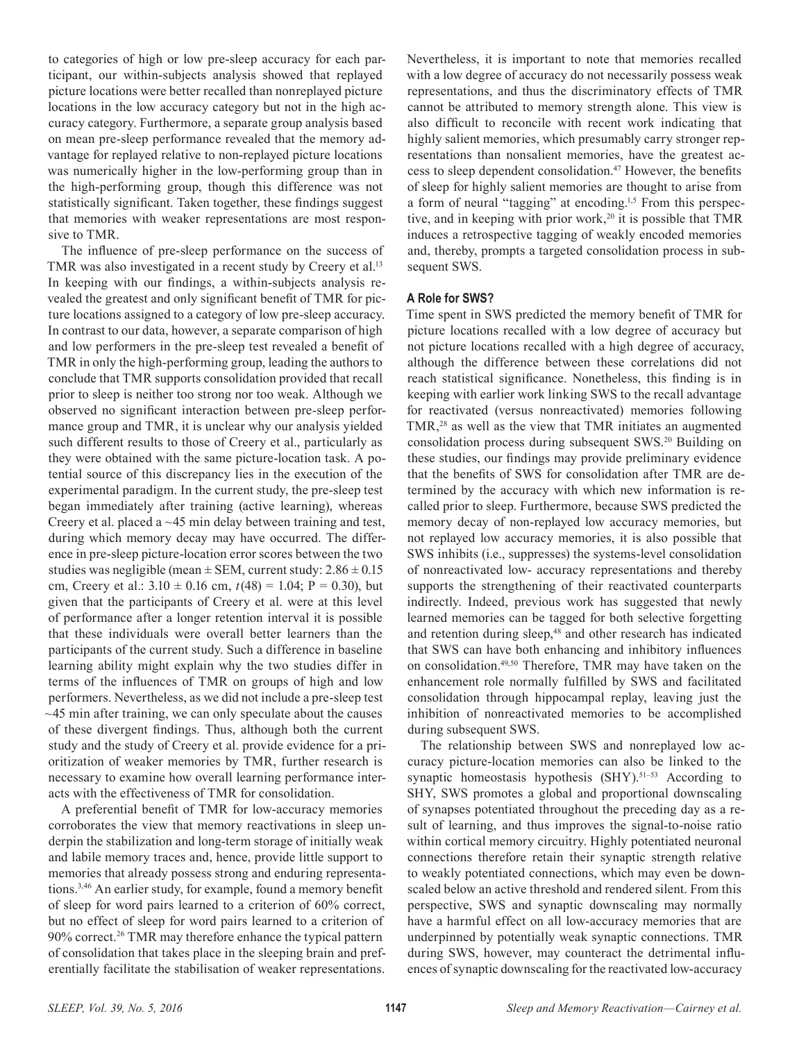to categories of high or low pre-sleep accuracy for each participant, our within-subjects analysis showed that replayed picture locations were better recalled than nonreplayed picture locations in the low accuracy category but not in the high accuracy category. Furthermore, a separate group analysis based on mean pre-sleep performance revealed that the memory advantage for replayed relative to non-replayed picture locations was numerically higher in the low-performing group than in the high-performing group, though this difference was not statistically significant. Taken together, these findings suggest that memories with weaker representations are most responsive to TMR.

The influence of pre-sleep performance on the success of TMR was also investigated in a recent study by Creery et al.[13] In keeping with our findings, a within-subjects analysis revealed the greatest and only significant benefit of TMR for picture locations assigned to a category of low pre-sleep accuracy. In contrast to our data, however, a separate comparison of high and low performers in the pre-sleep test revealed a benefit of TMR in only the high-performing group, leading the authors to conclude that TMR supports consolidation provided that recall prior to sleep is neither too strong nor too weak. Although we observed no significant interaction between pre-sleep performance group and TMR, it is unclear why our analysis yielded such different results to those of Creery et al., particularly as they were obtained with the same picture-location task. A potential source of this discrepancy lies in the execution of the experimental paradigm. In the current study, the pre-sleep test began immediately after training (active learning), whereas Creery et al. placed a ~45 min delay between training and test, during which memory decay may have occurred. The difference in pre-sleep picture-location error scores between the two studies was negligible (mean ± SEM, current study: $2.86 \pm 0.15$ cm, Creery et al.: $3.10 \pm 0.16$ cm, $t(48) = 1.04$; $P = 0.30$), but given that the participants of Creery et al. were at this level of performance after a longer retention interval it is possible that these individuals were overall better learners than the participants of the current study. Such a difference in baseline learning ability might explain why the two studies differ in terms of the influences of TMR on groups of high and low performers. Nevertheless, as we did not include a pre-sleep test ~45 min after training, we can only speculate about the causes of these divergent findings. Thus, although both the current study and the study of Creery et al. provide evidence for a prioritization of weaker memories by TMR, further research is necessary to examine how overall learning performance interacts with the effectiveness of TMR for consolidation.

A preferential benefit of TMR for low-accuracy memories corroborates the view that memory reactivations in sleep underpin the stabilization and long-term storage of initially weak and labile memory traces and, hence, provide little support to memories that already possess strong and enduring representations.[3,46] An earlier study, for example, found a memory benefit of sleep for word pairs learned to a criterion of 60% correct, but no effect of sleep for word pairs learned to a criterion of 90% correct.[26] TMR may therefore enhance the typical pattern of consolidation that takes place in the sleeping brain and preferentially facilitate the stabilisation of weaker representations. Nevertheless, it is important to note that memories recalled with a low degree of accuracy do not necessarily possess weak representations, and thus the discriminatory effects of TMR cannot be attributed to memory strength alone. This view is also difficult to reconcile with recent work indicating that highly salient memories, which presumably carry stronger representations than nonsalient memories, have the greatest access to sleep dependent consolidation.[47] However, the benefits of sleep for highly salient memories are thought to arise from a form of neural "tagging" at encoding.[1,5] From this perspective, and in keeping with prior work,[20] it is possible that TMR induces a retrospective tagging of weakly encoded memories and, thereby, prompts a targeted consolidation process in subsequent SWS.

### A Role for SWS?

Time spent in SWS predicted the memory benefit of TMR for picture locations recalled with a low degree of accuracy but not picture locations recalled with a high degree of accuracy, although the difference between these correlations did not reach statistical significance. Nonetheless, this finding is in keeping with earlier work linking SWS to the recall advantage for reactivated (versus nonreactivated) memories following TMR,[28] as well as the view that TMR initiates an augmented consolidation process during subsequent SWS.[20] Building on these studies, our findings may provide preliminary evidence that the benefits of SWS for consolidation after TMR are determined by the accuracy with which new information is recalled prior to sleep. Furthermore, because SWS predicted the memory decay of non-replayed low accuracy memories, but not replayed low accuracy memories, it is also possible that SWS inhibits (i.e., suppresses) the systems-level consolidation of nonreactivated low- accuracy representations and thereby supports the strengthening of their reactivated counterparts indirectly. Indeed, previous work has suggested that newly learned memories can be tagged for both selective forgetting and retention during sleep,[48] and other research has indicated that SWS can have both enhancing and inhibitory influences on consolidation.[49,50] Therefore, TMR may have taken on the enhancement role normally fulfilled by SWS and facilitated consolidation through hippocampal replay, leaving just the inhibition of nonreactivated memories to be accomplished during subsequent SWS.

The relationship between SWS and nonreplayed low accuracy picture-location memories can also be linked to the synaptic homeostasis hypothesis (SHY).[51–53] According to SHY, SWS promotes a global and proportional downscaling of synapses potentiated throughout the preceding day as a result of learning, and thus improves the signal-to-noise ratio within cortical memory circuitry. Highly potentiated neuronal connections therefore retain their synaptic strength relative to weakly potentiated connections, which may even be downscaled below an active threshold and rendered silent. From this perspective, SWS and synaptic downscaling may normally have a harmful effect on all low-accuracy memories that are underpinned by potentially weak synaptic connections. TMR during SWS, however, may counteract the detrimental influences of synaptic downscaling for the reactivated low-accuracy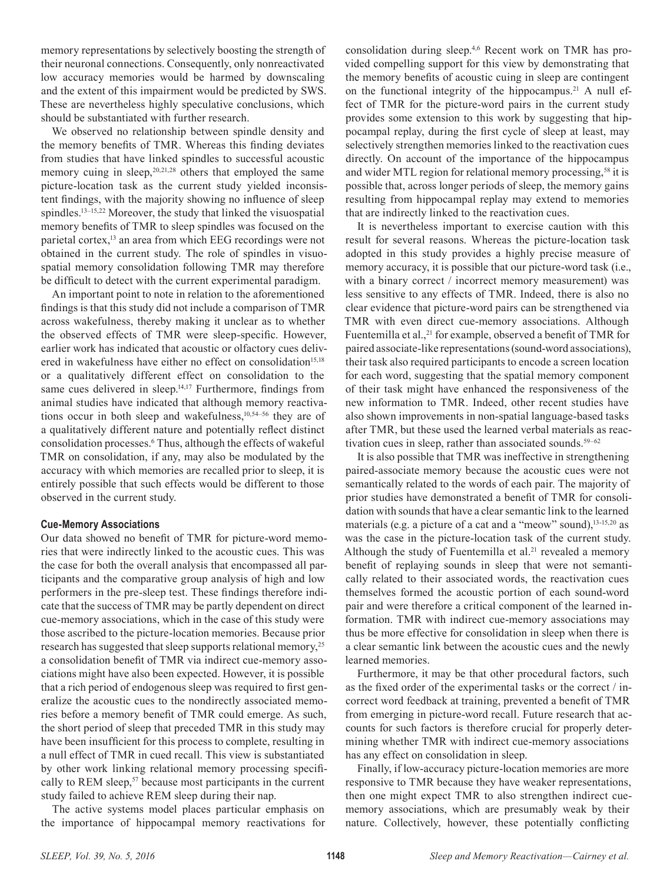memory representations by selectively boosting the strength of their neuronal connections. Consequently, only nonreactivated low accuracy memories would be harmed by downscaling and the extent of this impairment would be predicted by SWS. These are nevertheless highly speculative conclusions, which should be substantiated with further research.

We observed no relationship between spindle density and the memory benefits of TMR. Whereas this finding deviates from studies that have linked spindles to successful acoustic memory cuing in sleep,[20,21,28] others that employed the same picture-location task as the current study yielded inconsistent findings, with the majority showing no influence of sleep spindles.[13–15,22] Moreover, the study that linked the visuospatial memory benefits of TMR to sleep spindles was focused on the parietal cortex,[13] an area from which EEG recordings were not obtained in the current study. The role of spindles in visuospatial memory consolidation following TMR may therefore be difficult to detect with the current experimental paradigm.

An important point to note in relation to the aforementioned findings is that this study did not include a comparison of TMR across wakefulness, thereby making it unclear as to whether the observed effects of TMR were sleep-specific. However, earlier work has indicated that acoustic or olfactory cues delivered in wakefulness have either no effect on consolidation[15,18] or a qualitatively different effect on consolidation to the same cues delivered in sleep.[14,17] Furthermore, findings from animal studies have indicated that although memory reactivations occur in both sleep and wakefulness,[10,54–56] they are of a qualitatively different nature and potentially reflect distinct consolidation processes.[6] Thus, although the effects of wakeful TMR on consolidation, if any, may also be modulated by the accuracy with which memories are recalled prior to sleep, it is entirely possible that such effects would be different to those observed in the current study.

### Cue-Memory Associations

Our data showed no benefit of TMR for picture-word memories that were indirectly linked to the acoustic cues. This was the case for both the overall analysis that encompassed all participants and the comparative group analysis of high and low performers in the pre-sleep test. These findings therefore indicate that the success of TMR may be partly dependent on direct cue-memory associations, which in the case of this study were those ascribed to the picture-location memories. Because prior research has suggested that sleep supports relational memory,[25] a consolidation benefit of TMR via indirect cue-memory associations might have also been expected. However, it is possible that a rich period of endogenous sleep was required to first generalize the acoustic cues to the nondirectly associated memories before a memory benefit of TMR could emerge. As such, the short period of sleep that preceded TMR in this study may have been insufficient for this process to complete, resulting in a null effect of TMR in cued recall. This view is substantiated by other work linking relational memory processing specifically to REM sleep,[57] because most participants in the current study failed to achieve REM sleep during their nap.

The active systems model places particular emphasis on the importance of hippocampal memory reactivations for consolidation during sleep.[4,6] Recent work on TMR has provided compelling support for this view by demonstrating that the memory benefits of acoustic cuing in sleep are contingent on the functional integrity of the hippocampus.[21] A null effect of TMR for the picture-word pairs in the current study provides some extension to this work by suggesting that hippocampal replay, during the first cycle of sleep at least, may selectively strengthen memories linked to the reactivation cues directly. On account of the importance of the hippocampus and wider MTL region for relational memory processing,[58] it is possible that, across longer periods of sleep, the memory gains resulting from hippocampal replay may extend to memories that are indirectly linked to the reactivation cues.

It is nevertheless important to exercise caution with this result for several reasons. Whereas the picture-location task adopted in this study provides a highly precise measure of memory accuracy, it is possible that our picture-word task (i.e., with a binary correct / incorrect memory measurement) was less sensitive to any effects of TMR. Indeed, there is also no clear evidence that picture-word pairs can be strengthened via TMR with even direct cue-memory associations. Although Fuentemilla et al.,[21] for example, observed a benefit of TMR for paired associate-like representations (sound-word associations), their task also required participants to encode a screen location for each word, suggesting that the spatial memory component of their task might have enhanced the responsiveness of the new information to TMR. Indeed, other recent studies have also shown improvements in non-spatial language-based tasks after TMR, but these used the learned verbal materials as reactivation cues in sleep, rather than associated sounds.[59–62]

It is also possible that TMR was ineffective in strengthening paired-associate memory because the acoustic cues were not semantically related to the words of each pair. The majority of prior studies have demonstrated a benefit of TMR for consolidation with sounds that have a clear semantic link to the learned materials (e.g. a picture of a cat and a "meow" sound),[13-15,20] as was the case in the picture-location task of the current study. Although the study of Fuentemilla et al.[21] revealed a memory benefit of replaying sounds in sleep that were not semantically related to their associated words, the reactivation cues themselves formed the acoustic portion of each sound-word pair and were therefore a critical component of the learned information. TMR with indirect cue-memory associations may thus be more effective for consolidation in sleep when there is a clear semantic link between the acoustic cues and the newly learned memories.

Furthermore, it may be that other procedural factors, such as the fixed order of the experimental tasks or the correct / incorrect word feedback at training, prevented a benefit of TMR from emerging in picture-word recall. Future research that accounts for such factors is therefore crucial for properly determining whether TMR with indirect cue-memory associations has any effect on consolidation in sleep.

Finally, if low-accuracy picture-location memories are more responsive to TMR because they have weaker representations, then one might expect TMR to also strengthen indirect cue-memory associations, which are presumably weak by their nature. Collectively, however, these potentially conflicting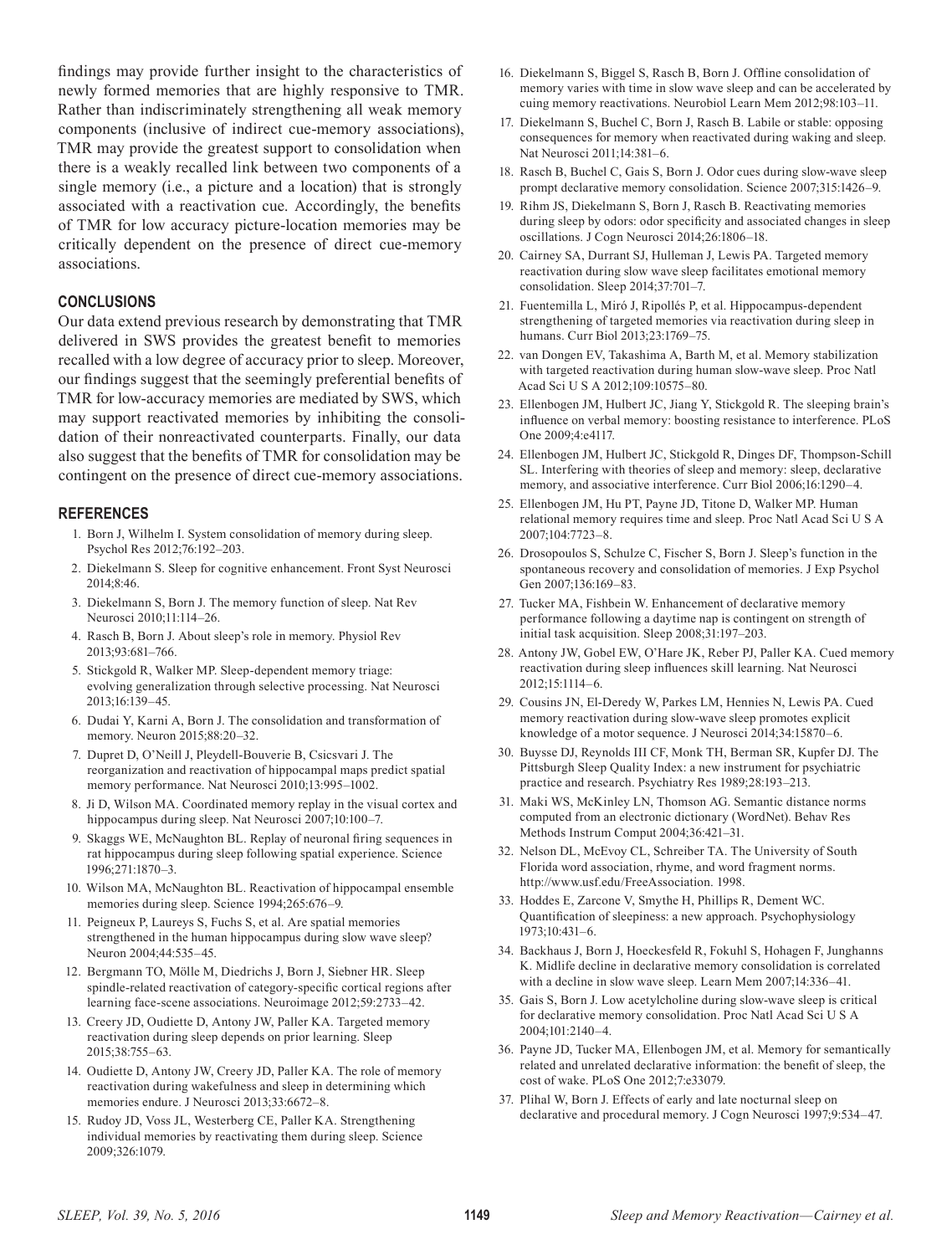findings may provide further insight to the characteristics of newly formed memories that are highly responsive to TMR. Rather than indiscriminately strengthening all weak memory components (inclusive of indirect cue-memory associations), TMR may provide the greatest support to consolidation when there is a weakly recalled link between two components of a single memory (i.e., a picture and a location) that is strongly associated with a reactivation cue. Accordingly, the benefits of TMR for low accuracy picture-location memories may be critically dependent on the presence of direct cue-memory associations.

## CONCLUSIONS

Our data extend previous research by demonstrating that TMR delivered in SWS provides the greatest benefit to memories recalled with a low degree of accuracy prior to sleep. Moreover, our findings suggest that the seemingly preferential benefits of TMR for low-accuracy memories are mediated by SWS, which may support reactivated memories by inhibiting the consolidation of their nonreactivated counterparts. Finally, our data also suggest that the benefits of TMR for consolidation may be contingent on the presence of direct cue-memory associations.

## REFERENCES

1. Born J, Wilhelm I. System consolidation of memory during sleep. Psychol Res 2012;76:192–203.
2. Diekelmann S. Sleep for cognitive enhancement. Front Syst Neurosci 2014;8:46.
3. Diekelmann S, Born J. The memory function of sleep. Nat Rev Neurosci 2010;11:114–26.
4. Rasch B, Born J. About sleep's role in memory. Physiol Rev 2013;93:681–766.
5. Stickgold R, Walker MP. Sleep-dependent memory triage: evolving generalization through selective processing. Nat Neurosci 2013;16:139–45.
6. Dudai Y, Karni A, Born J. The consolidation and transformation of memory. Neuron 2015;88:20–32.
7. Dupret D, O'Neill J, Pleydell-Bouverie B, Csicsvari J. The reorganization and reactivation of hippocampal maps predict spatial memory performance. Nat Neurosci 2010;13:995–1002.
8. Ji D, Wilson MA. Coordinated memory replay in the visual cortex and hippocampus during sleep. Nat Neurosci 2007;10:100–7.
9. Skaggs WE, McNaughton BL. Replay of neuronal firing sequences in rat hippocampus during sleep following spatial experience. Science 1996;271:1870–3.
10. Wilson MA, McNaughton BL. Reactivation of hippocampal ensemble memories during sleep. Science 1994;265:676–9.
11. Peigneux P, Laureys S, Fuchs S, et al. Are spatial memories strengthened in the human hippocampus during slow wave sleep? Neuron 2004;44:535–45.
12. Bergmann TO, Mölle M, Diedrichs J, Born J, Siebner HR. Sleep spindle-related reactivation of category-specific cortical regions after learning face-scene associations. Neuroimage 2012;59:2733–42.
13. Creery JD, Oudiette D, Antony JW, Paller KA. Targeted memory reactivation during sleep depends on prior learning. Sleep 2015;38:755–63.
14. Oudiette D, Antony JW, Creery JD, Paller KA. The role of memory reactivation during wakefulness and sleep in determining which memories endure. J Neurosci 2013;33:6672–8.
15. Rudoy JD, Voss JL, Westerberg CE, Paller KA. Strengthening individual memories by reactivating them during sleep. Science 2009;326:1079.
16. Diekelmann S, Biggel S, Rasch B, Born J. Offline consolidation of memory varies with time in slow wave sleep and can be accelerated by cuing memory reactivations. Neurobiol Learn Mem 2012;98:103–11.
17. Diekelmann S, Buchel C, Born J, Rasch B. Labile or stable: opposing consequences for memory when reactivated during waking and sleep. Nat Neurosci 2011;14:381–6.
18. Rasch B, Buchel C, Gais S, Born J. Odor cues during slow-wave sleep prompt declarative memory consolidation. Science 2007;315:1426–9.
19. Rihm JS, Diekelmann S, Born J, Rasch B. Reactivating memories during sleep by odors: odor specificity and associated changes in sleep oscillations. J Cogn Neurosci 2014;26:1806–18.
20. Cairney SA, Durrant SJ, Hulleman J, Lewis PA. Targeted memory reactivation during slow wave sleep facilitates emotional memory consolidation. Sleep 2014;37:701–7.
21. Fuentemilla L, Miró J, Ripollés P, et al. Hippocampus-dependent strengthening of targeted memories via reactivation during sleep in humans. Curr Biol 2013;23:1769–75.
22. van Dongen EV, Takashima A, Barth M, et al. Memory stabilization with targeted reactivation during human slow-wave sleep. Proc Natl Acad Sci U S A 2012;109:10575–80.
23. Ellenbogen JM, Hulbert JC, Jiang Y, Stickgold R. The sleeping brain's influence on verbal memory: boosting resistance to interference. PLoS One 2009;4:e4117.
24. Ellenbogen JM, Hulbert JC, Stickgold R, Dinges DF, Thompson-Schill SL. Interfering with theories of sleep and memory: sleep, declarative memory, and associative interference. Curr Biol 2006;16:1290–4.
25. Ellenbogen JM, Hu PT, Payne JD, Titone D, Walker MP. Human relational memory requires time and sleep. Proc Natl Acad Sci U S A 2007;104:7723–8.
26. Drosopoulos S, Schulze C, Fischer S, Born J. Sleep's function in the spontaneous recovery and consolidation of memories. J Exp Psychol Gen 2007;136:169–83.
27. Tucker MA, Fishbein W. Enhancement of declarative memory performance following a daytime nap is contingent on strength of initial task acquisition. Sleep 2008;31:197–203.
28. Antony JW, Gobel EW, O'Hare JK, Reber PJ, Paller KA. Cued memory reactivation during sleep influences skill learning. Nat Neurosci 2012;15:1114–6.
29. Cousins JN, El-Deredy W, Parkes LM, Hennies N, Lewis PA. Cued memory reactivation during slow-wave sleep promotes explicit knowledge of a motor sequence. J Neurosci 2014;34:15870–6.
30. Buysse DJ, Reynolds III CF, Monk TH, Berman SR, Kupfer DJ. The Pittsburgh Sleep Quality Index: a new instrument for psychiatric practice and research. Psychiatry Res 1989;28:193–213.
31. Maki WS, McKinley LN, Thomson AG. Semantic distance norms computed from an electronic dictionary (WordNet). Behav Res Methods Instrum Comput 2004;36:421–31.
32. Nelson DL, McEvoy CL, Schreiber TA. The University of South Florida word association, rhyme, and word fragment norms. http://www.usf.edu/FreeAssociation. 1998.
33. Hoddes E, Zarcone V, Smythe H, Phillips R, Dement WC. Quantification of sleepiness: a new approach. Psychophysiology 1973;10:431–6.
34. Backhaus J, Born J, Hoeckesfeld R, Fokuhl S, Hohagen F, Junghanns K. Midlife decline in declarative memory consolidation is correlated with a decline in slow wave sleep. Learn Mem 2007;14:336–41.
35. Gais S, Born J. Low acetylcholine during slow-wave sleep is critical for declarative memory consolidation. Proc Natl Acad Sci U S A 2004;101:2140–4.
36. Payne JD, Tucker MA, Ellenbogen JM, et al. Memory for semantically related and unrelated declarative information: the benefit of sleep, the cost of wake. PLoS One 2012;7:e33079.
37. Plihal W, Born J. Effects of early and late nocturnal sleep on declarative and procedural memory. J Cogn Neurosci 1997;9:534–47.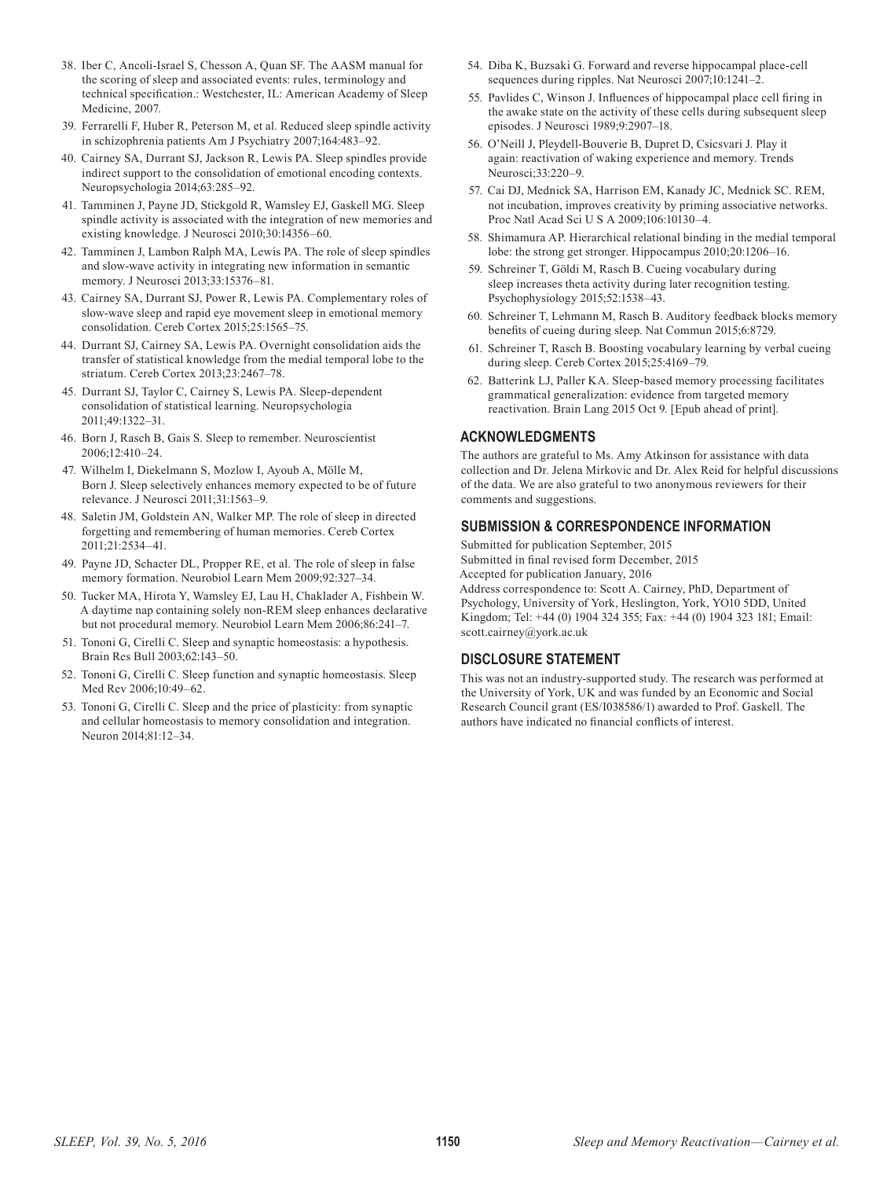38. Iber C, Ancoli-Israel S, Chesson A, Quan SF. The AASM manual for the scoring of sleep and associated events: rules, terminology and technical specification.: Westchester, IL: American Academy of Sleep Medicine, 2007.
39. Ferrarelli F, Huber R, Peterson M, et al. Reduced sleep spindle activity in schizophrenia patients Am J Psychiatry 2007;164:483–92.
40. Cairney SA, Durrant SJ, Jackson R, Lewis PA. Sleep spindles provide indirect support to the consolidation of emotional encoding contexts. Neuropsychologia 2014;63:285–92.
41. Tamminen J, Payne JD, Stickgold R, Wamsley EJ, Gaskell MG. Sleep spindle activity is associated with the integration of new memories and existing knowledge. J Neurosci 2010;30:14356–60.
42. Tamminen J, Lambon Ralph MA, Lewis PA. The role of sleep spindles and slow-wave activity in integrating new information in semantic memory. J Neurosci 2013;33:15376–81.
43. Cairney SA, Durrant SJ, Power R, Lewis PA. Complementary roles of slow-wave sleep and rapid eye movement sleep in emotional memory consolidation. Cereb Cortex 2015;25:1565–75.
44. Durrant SJ, Cairney SA, Lewis PA. Overnight consolidation aids the transfer of statistical knowledge from the medial temporal lobe to the striatum. Cereb Cortex 2013;23:2467–78.
45. Durrant SJ, Taylor C, Cairney S, Lewis PA. Sleep-dependent consolidation of statistical learning. Neuropsychologia 2011;49:1322–31.
46. Born J, Rasch B, Gais S. Sleep to remember. Neuroscientist 2006;12:410–24.
47. Wilhelm I, Diekelmann S, Mozlow I, Ayoub A, Mölle M, Born J. Sleep selectively enhances memory expected to be of future relevance. J Neurosci 2011;31:1563–9.
48. Saletin JM, Goldstein AN, Walker MP. The role of sleep in directed forgetting and remembering of human memories. Cereb Cortex 2011;21:2534–41.
49. Payne JD, Schacter DL, Propper RE, et al. The role of sleep in false memory formation. Neurobiol Learn Mem 2009;92:327–34.
50. Tucker MA, Hirota Y, Wamsley EJ, Lau H, Chaklader A, Fishbein W. A daytime nap containing solely non-REM sleep enhances declarative but not procedural memory. Neurobiol Learn Mem 2006;86:241–7.
51. Tononi G, Cirelli C. Sleep and synaptic homeostasis: a hypothesis. Brain Res Bull 2003;62:143–50.
52. Tononi G, Cirelli C. Sleep function and synaptic homeostasis. Sleep Med Rev 2006;10:49–62.
53. Tononi G, Cirelli C. Sleep and the price of plasticity: from synaptic and cellular homeostasis to memory consolidation and integration. Neuron 2014;81:12–34.
54. Diba K, Buzsaki G. Forward and reverse hippocampal place-cell sequences during ripples. Nat Neurosci 2007;10:1241–2.
55. Pavlides C, Winson J. Influences of hippocampal place cell firing in the awake state on the activity of these cells during subsequent sleep episodes. J Neurosci 1989;9:2907–18.
56. O'Neill J, Pleydell-Bouverie B, Dupret D, Csicsvari J. Play it again: reactivation of waking experience and memory. Trends Neurosci;33:220–9.
57. Cai DJ, Mednick SA, Harrison EM, Kanady JC, Mednick SC. REM, not incubation, improves creativity by priming associative networks. Proc Natl Acad Sci U S A 2009;106:10130–4.
58. Shimamura AP. Hierarchical relational binding in the medial temporal lobe: the strong get stronger. Hippocampus 2010;20:1206–16.
59. Schreiner T, Göldi M, Rasch B. Cueing vocabulary during sleep increases theta activity during later recognition testing. Psychophysiology 2015;52:1538–43.
60. Schreiner T, Lehmann M, Rasch B. Auditory feedback blocks memory benefits of cueing during sleep. Nat Commun 2015;6:8729.
61. Schreiner T, Rasch B. Boosting vocabulary learning by verbal cueing during sleep. Cereb Cortex 2015;25:4169–79.
62. Batterink LJ, Paller KA. Sleep-based memory processing facilitates grammatical generalization: evidence from targeted memory reactivation. Brain Lang 2015 Oct 9. [Epub ahead of print].

## ACKNOWLEDGMENTS

The authors are grateful to Ms. Amy Atkinson for assistance with data collection and Dr. Jelena Mirkovic and Dr. Alex Reid for helpful discussions of the data. We are also grateful to two anonymous reviewers for their comments and suggestions.

## SUBMISSION & CORRESPONDENCE INFORMATION

Submitted for publication September, 2015
Submitted in final revised form December, 2015
Accepted for publication January, 2016
Address correspondence to: Scott A. Cairney, PhD, Department of Psychology, University of York, Heslington, York, YO10 5DD, United Kingdom; Tel: +44 (0) 1904 324 355; Fax: +44 (0) 1904 323 181; Email: scott.cairney@york.ac.uk

## DISCLOSURE STATEMENT

This was not an industry-supported study. The research was performed at the University of York, UK and was funded by an Economic and Social Research Council grant (ES/I038586/1) awarded to Prof. Gaskell. The authors have indicated no financial conflicts of interest.